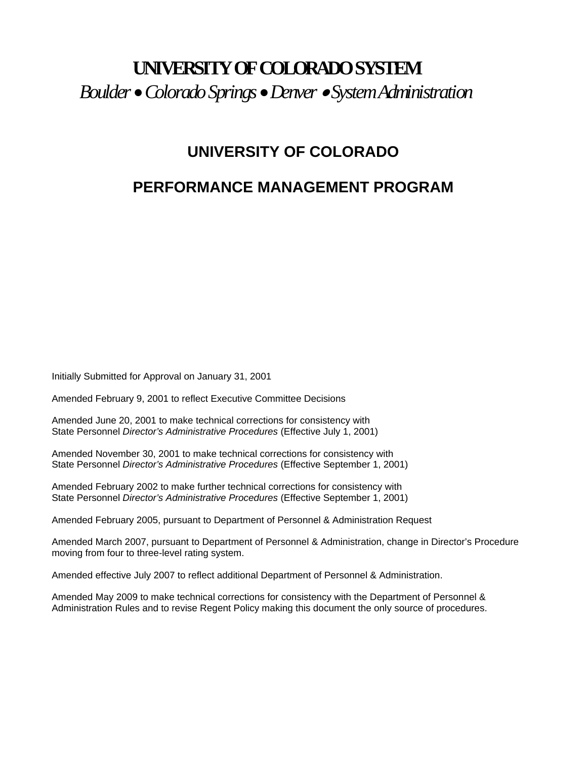# UNIVERSITY OF COLORADO SYSTEM

*Boulder • Colorado Springs • Denver • System Administration*

## UNIVERSITY OF COLORADO

## PERFORMANCE MANAGEMENT PROGRAM

Initially Submitted for Approval on January 31, 2001

Amended February 9, 2001 to reflect Executive Committee Decisions

Amended June 20, 2001 to make technical corrections for consistency with State Personnel *Director's Administrative Procedures* (Effective July 1, 2001)

Amended November 30, 2001 to make technical corrections for consistency with State Personnel *Director's Administrative Procedures* (Effective September 1, 2001)

Amended February 2002 to make further technical corrections for consistency with State Personnel *Director's Administrative Procedures* (Effective September 1, 2001)

Amended February 2005, pursuant to Department of Personnel & Administration Request

Amended March 2007, pursuant to Department of Personnel & Administration, change in Director's Procedure moving from four to three-level rating system.

Amended effective July 2007 to reflect additional Department of Personnel & Administration.

Amended May 2009 to make technical corrections for consistency with the Department of Personnel & Administration Rules and to revise Regent Policy making this document the only source of procedures.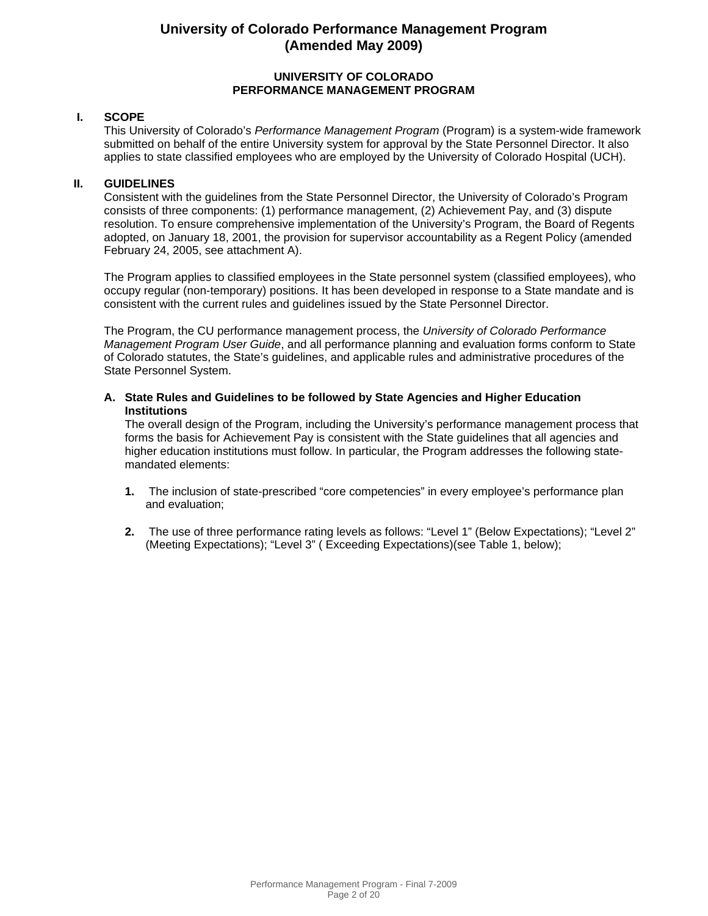# University of Colorado Performance Management Program (Amended May 2009)

## UNIVERSITY OF COLORADO PERFORMANCE MANAGEMENT PROGRAM

### I. SCOPE

This University of Colorado's *Performance Management Program* (Program) is a system-wide framework submitted on behalf of the entire University system for approval by the State Personnel Director. It also applies to state classified employees who are employed by the University of Colorado Hospital (UCH).

### II. GUIDELINES

Consistent with the guidelines from the State Personnel Director, the University of Colorado's Program consists of three components: (1) performance management, (2) Achievement Pay, and (3) dispute resolution. To ensure comprehensive implementation of the University's Program, the Board of Regents adopted, on January 18, 2001, the provision for supervisor accountability as a Regent Policy (amended February 24, 2005, see attachment A).

The Program applies to classified employees in the State personnel system (classified employees), who occupy regular (non-temporary) positions. It has been developed in response to a State mandate and is consistent with the current rules and guidelines issued by the State Personnel Director.

The Program, the CU performance management process, the *University of Colorado Performance Management Program User Guide*, and all performance planning and evaluation forms conform to State of Colorado statutes, the State's guidelines, and applicable rules and administrative procedures of the State Personnel System.

#### A. State Rules and Guidelines to be followed by State Agencies and Higher Education Institutions

The overall design of the Program, including the University's performance management process that forms the basis for Achievement Pay is consistent with the State guidelines that all agencies and higher education institutions must follow. In particular, the Program addresses the following state-mandated elements:

1. The inclusion of state-prescribed "core competencies" in every employee's performance plan and evaluation;

2. The use of three performance rating levels as follows: "Level 1" (Below Expectations); "Level 2" (Meeting Expectations); "Level 3" ( Exceeding Expectations)(see Table 1, below);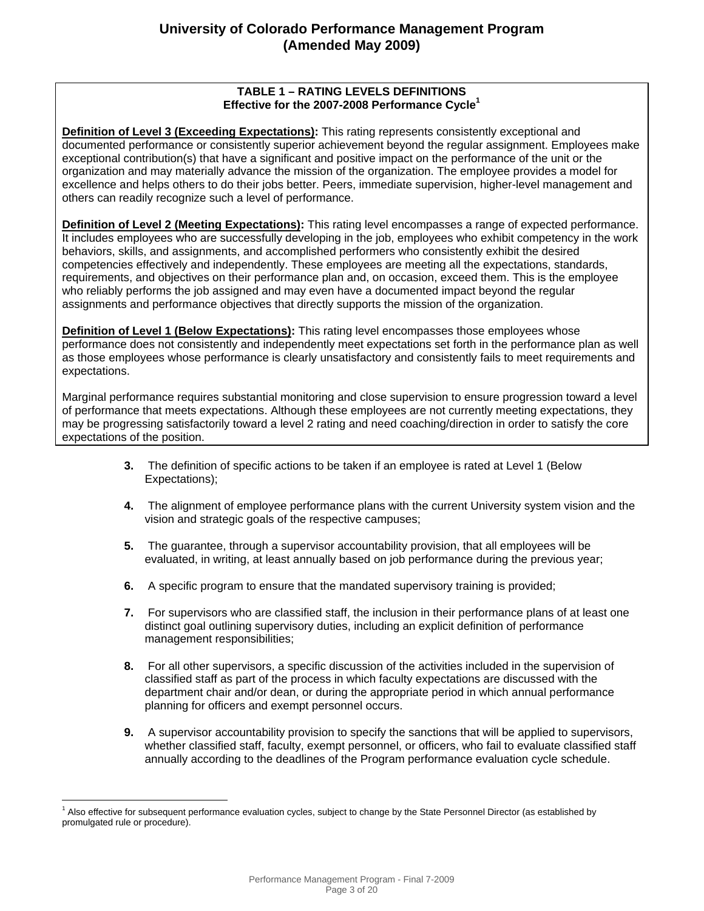**TABLE 1 – RATING LEVELS DEFINITIONS**
**Effective for the 2007-2008 Performance Cycle**[1]

**Definition of Level 3 (Exceeding Expectations):** This rating represents consistently exceptional and documented performance or consistently superior achievement beyond the regular assignment. Employees make exceptional contribution(s) that have a significant and positive impact on the performance of the unit or the organization and may materially advance the mission of the organization. The employee provides a model for excellence and helps others to do their jobs better. Peers, immediate supervision, higher-level management and others can readily recognize such a level of performance.

**Definition of Level 2 (Meeting Expectations):** This rating level encompasses a range of expected performance. It includes employees who are successfully developing in the job, employees who exhibit competency in the work behaviors, skills, and assignments, and accomplished performers who consistently exhibit the desired competencies effectively and independently. These employees are meeting all the expectations, standards, requirements, and objectives on their performance plan and, on occasion, exceed them. This is the employee who reliably performs the job assigned and may even have a documented impact beyond the regular assignments and performance objectives that directly supports the mission of the organization.

**Definition of Level 1 (Below Expectations):** This rating level encompasses those employees whose performance does not consistently and independently meet expectations set forth in the performance plan as well as those employees whose performance is clearly unsatisfactory and consistently fails to meet requirements and expectations.

Marginal performance requires substantial monitoring and close supervision to ensure progression toward a level of performance that meets expectations. Although these employees are not currently meeting expectations, they may be progressing satisfactorily toward a level 2 rating and need coaching/direction in order to satisfy the core expectations of the position.

3. The definition of specific actions to be taken if an employee is rated at Level 1 (Below Expectations);

4. The alignment of employee performance plans with the current University system vision and the vision and strategic goals of the respective campuses;

5. The guarantee, through a supervisor accountability provision, that all employees will be evaluated, in writing, at least annually based on job performance during the previous year;

6. A specific program to ensure that the mandated supervisory training is provided;

7. For supervisors who are classified staff, the inclusion in their performance plans of at least one distinct goal outlining supervisory duties, including an explicit definition of performance management responsibilities;

8. For all other supervisors, a specific discussion of the activities included in the supervision of classified staff as part of the process in which faculty expectations are discussed with the department chair and/or dean, or during the appropriate period in which annual performance planning for officers and exempt personnel occurs.

9. A supervisor accountability provision to specify the sanctions that will be applied to supervisors, whether classified staff, faculty, exempt personnel, or officers, who fail to evaluate classified staff annually according to the deadlines of the Program performance evaluation cycle schedule.

[1] Also effective for subsequent performance evaluation cycles, subject to change by the State Personnel Director (as established by promulgated rule or procedure).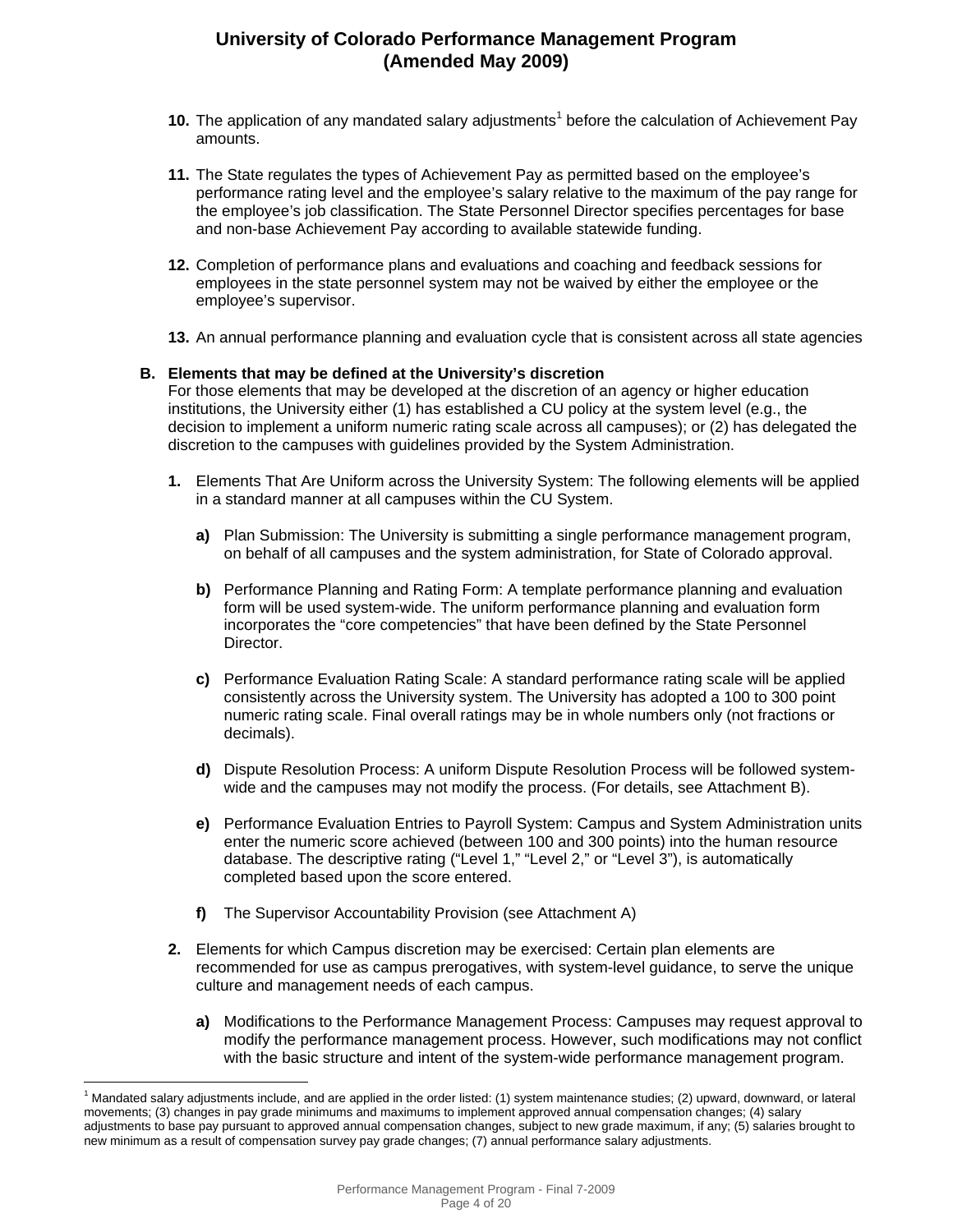10. The application of any mandated salary adjustments[1] before the calculation of Achievement Pay amounts.

11. The State regulates the types of Achievement Pay as permitted based on the employee's performance rating level and the employee's salary relative to the maximum of the pay range for the employee's job classification. The State Personnel Director specifies percentages for base and non-base Achievement Pay according to available statewide funding.

12. Completion of performance plans and evaluations and coaching and feedback sessions for employees in the state personnel system may not be waived by either the employee or the employee's supervisor.

13. An annual performance planning and evaluation cycle that is consistent across all state agencies

**B. Elements that may be defined at the University's discretion**

For those elements that may be developed at the discretion of an agency or higher education institutions, the University either (1) has established a CU policy at the system level (e.g., the decision to implement a uniform numeric rating scale across all campuses); or (2) has delegated the discretion to the campuses with guidelines provided by the System Administration.

**1.** Elements That Are Uniform across the University System: The following elements will be applied in a standard manner at all campuses within the CU System.

- **a)** Plan Submission: The University is submitting a single performance management program, on behalf of all campuses and the system administration, for State of Colorado approval.

- **b)** Performance Planning and Rating Form: A template performance planning and evaluation form will be used system-wide. The uniform performance planning and evaluation form incorporates the "core competencies" that have been defined by the State Personnel Director.

- **c)** Performance Evaluation Rating Scale: A standard performance rating scale will be applied consistently across the University system. The University has adopted a 100 to 300 point numeric rating scale. Final overall ratings may be in whole numbers only (not fractions or decimals).

- **d)** Dispute Resolution Process: A uniform Dispute Resolution Process will be followed system-wide and the campuses may not modify the process. (For details, see Attachment B).

- **e)** Performance Evaluation Entries to Payroll System: Campus and System Administration units enter the numeric score achieved (between 100 and 300 points) into the human resource database. The descriptive rating ("Level 1," "Level 2," or "Level 3"), is automatically completed based upon the score entered.

- **f)** The Supervisor Accountability Provision (see Attachment A)

**2.** Elements for which Campus discretion may be exercised: Certain plan elements are recommended for use as campus prerogatives, with system-level guidance, to serve the unique culture and management needs of each campus.

- **a)** Modifications to the Performance Management Process: Campuses may request approval to modify the performance management process. However, such modifications may not conflict with the basic structure and intent of the system-wide performance management program.

---

[1] Mandated salary adjustments include, and are applied in the order listed: (1) system maintenance studies; (2) upward, downward, or lateral movements; (3) changes in pay grade minimums and maximums to implement approved annual compensation changes; (4) salary adjustments to base pay pursuant to approved annual compensation changes, subject to new grade maximum, if any; (5) salaries brought to new minimum as a result of compensation survey pay grade changes; (7) annual performance salary adjustments.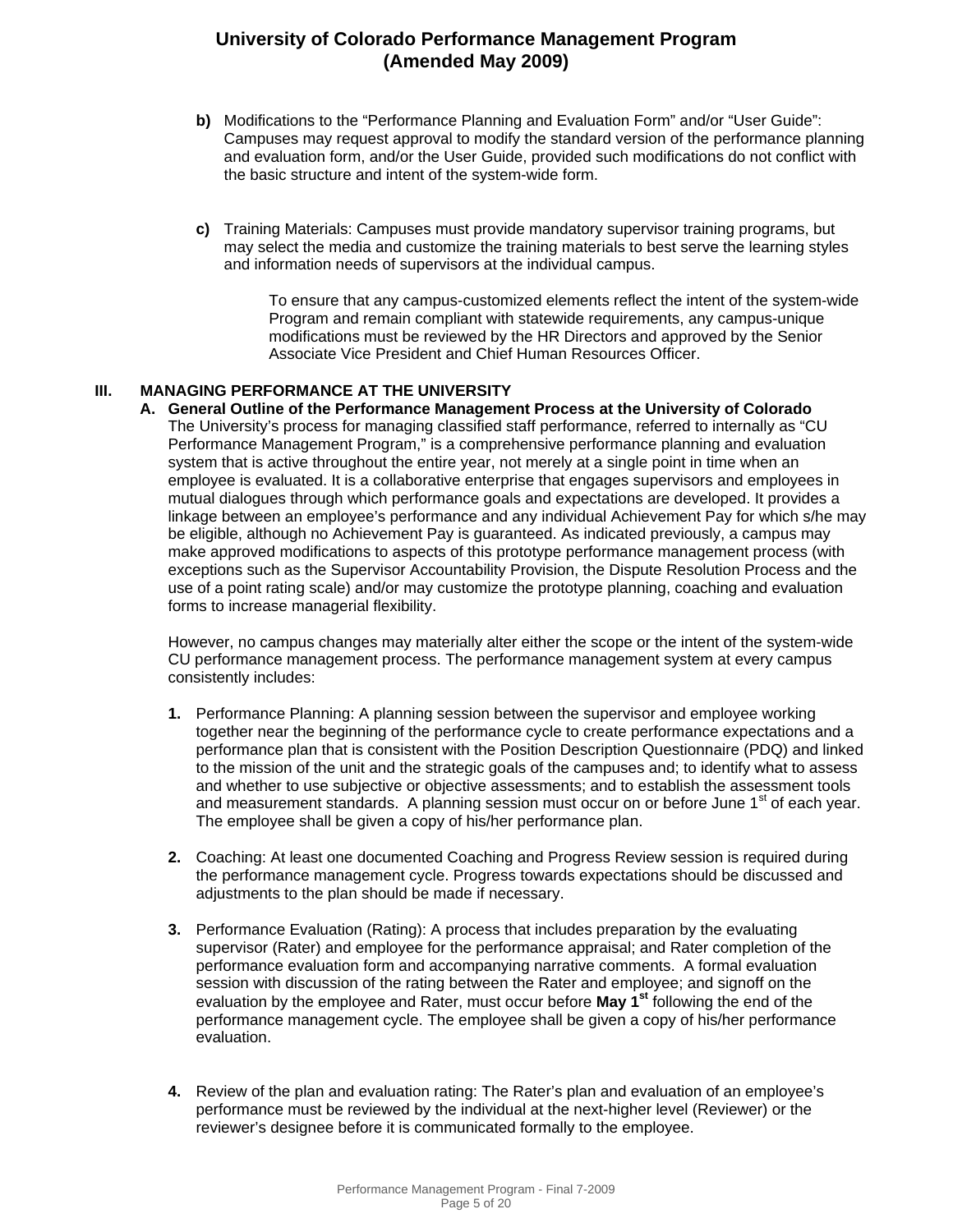**b)** Modifications to the "Performance Planning and Evaluation Form" and/or "User Guide": Campuses may request approval to modify the standard version of the performance planning and evaluation form, and/or the User Guide, provided such modifications do not conflict with the basic structure and intent of the system-wide form.

**c)** Training Materials: Campuses must provide mandatory supervisor training programs, but may select the media and customize the training materials to best serve the learning styles and information needs of supervisors at the individual campus.

To ensure that any campus-customized elements reflect the intent of the system-wide Program and remain compliant with statewide requirements, any campus-unique modifications must be reviewed by the HR Directors and approved by the Senior Associate Vice President and Chief Human Resources Officer.

## III. MANAGING PERFORMANCE AT THE UNIVERSITY

### A. General Outline of the Performance Management Process at the University of Colorado

The University's process for managing classified staff performance, referred to internally as "CU Performance Management Program," is a comprehensive performance planning and evaluation system that is active throughout the entire year, not merely at a single point in time when an employee is evaluated. It is a collaborative enterprise that engages supervisors and employees in mutual dialogues through which performance goals and expectations are developed. It provides a linkage between an employee's performance and any individual Achievement Pay for which s/he may be eligible, although no Achievement Pay is guaranteed. As indicated previously, a campus may make approved modifications to aspects of this prototype performance management process (with exceptions such as the Supervisor Accountability Provision, the Dispute Resolution Process and the use of a point rating scale) and/or may customize the prototype planning, coaching and evaluation forms to increase managerial flexibility.

However, no campus changes may materially alter either the scope or the intent of the system-wide CU performance management process. The performance management system at every campus consistently includes:

1. Performance Planning: A planning session between the supervisor and employee working together near the beginning of the performance cycle to create performance expectations and a performance plan that is consistent with the Position Description Questionnaire (PDQ) and linked to the mission of the unit and the strategic goals of the campuses and; to identify what to assess and whether to use subjective or objective assessments; and to establish the assessment tools and measurement standards. A planning session must occur on or before June 1st of each year. The employee shall be given a copy of his/her performance plan.

2. Coaching: At least one documented Coaching and Progress Review session is required during the performance management cycle. Progress towards expectations should be discussed and adjustments to the plan should be made if necessary.

3. Performance Evaluation (Rating): A process that includes preparation by the evaluating supervisor (Rater) and employee for the performance appraisal; and Rater completion of the performance evaluation form and accompanying narrative comments. A formal evaluation session with discussion of the rating between the Rater and employee; and signoff on the evaluation by the employee and Rater, must occur before **May 1st** following the end of the performance management cycle. The employee shall be given a copy of his/her performance evaluation.

4. Review of the plan and evaluation rating: The Rater's plan and evaluation of an employee's performance must be reviewed by the individual at the next-higher level (Reviewer) or the reviewer's designee before it is communicated formally to the employee.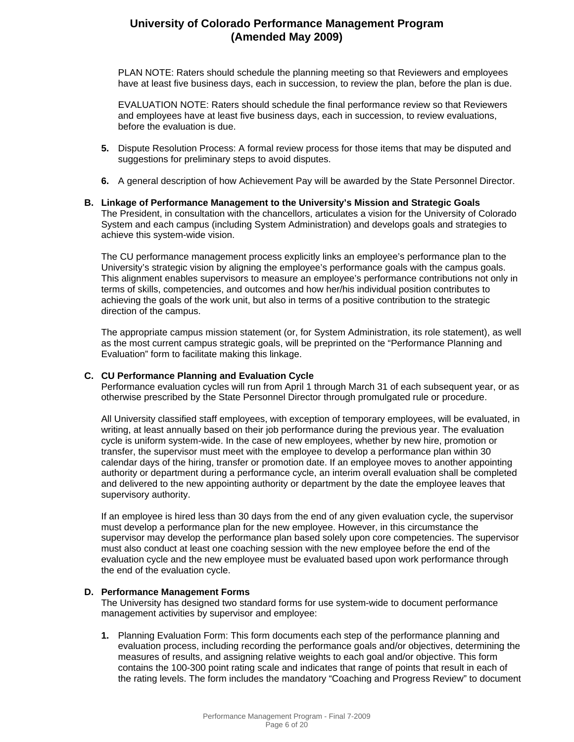PLAN NOTE: Raters should schedule the planning meeting so that Reviewers and employees have at least five business days, each in succession, to review the plan, before the plan is due.

EVALUATION NOTE: Raters should schedule the final performance review so that Reviewers and employees have at least five business days, each in succession, to review evaluations, before the evaluation is due.

**5.** Dispute Resolution Process: A formal review process for those items that may be disputed and suggestions for preliminary steps to avoid disputes.

**6.** A general description of how Achievement Pay will be awarded by the State Personnel Director.

**B. Linkage of Performance Management to the University's Mission and Strategic Goals**

The President, in consultation with the chancellors, articulates a vision for the University of Colorado System and each campus (including System Administration) and develops goals and strategies to achieve this system-wide vision.

The CU performance management process explicitly links an employee's performance plan to the University's strategic vision by aligning the employee's performance goals with the campus goals. This alignment enables supervisors to measure an employee's performance contributions not only in terms of skills, competencies, and outcomes and how her/his individual position contributes to achieving the goals of the work unit, but also in terms of a positive contribution to the strategic direction of the campus.

The appropriate campus mission statement (or, for System Administration, its role statement), as well as the most current campus strategic goals, will be preprinted on the "Performance Planning and Evaluation" form to facilitate making this linkage.

**C. CU Performance Planning and Evaluation Cycle**

Performance evaluation cycles will run from April 1 through March 31 of each subsequent year, or as otherwise prescribed by the State Personnel Director through promulgated rule or procedure.

All University classified staff employees, with exception of temporary employees, will be evaluated, in writing, at least annually based on their job performance during the previous year. The evaluation cycle is uniform system-wide. In the case of new employees, whether by new hire, promotion or transfer, the supervisor must meet with the employee to develop a performance plan within 30 calendar days of the hiring, transfer or promotion date. If an employee moves to another appointing authority or department during a performance cycle, an interim overall evaluation shall be completed and delivered to the new appointing authority or department by the date the employee leaves that supervisory authority.

If an employee is hired less than 30 days from the end of any given evaluation cycle, the supervisor must develop a performance plan for the new employee. However, in this circumstance the supervisor may develop the performance plan based solely upon core competencies. The supervisor must also conduct at least one coaching session with the new employee before the end of the evaluation cycle and the new employee must be evaluated based upon work performance through the end of the evaluation cycle.

**D. Performance Management Forms**

The University has designed two standard forms for use system-wide to document performance management activities by supervisor and employee:

**1.** Planning Evaluation Form: This form documents each step of the performance planning and evaluation process, including recording the performance goals and/or objectives, determining the measures of results, and assigning relative weights to each goal and/or objective. This form contains the 100-300 point rating scale and indicates that range of points that result in each of the rating levels. The form includes the mandatory "Coaching and Progress Review" to document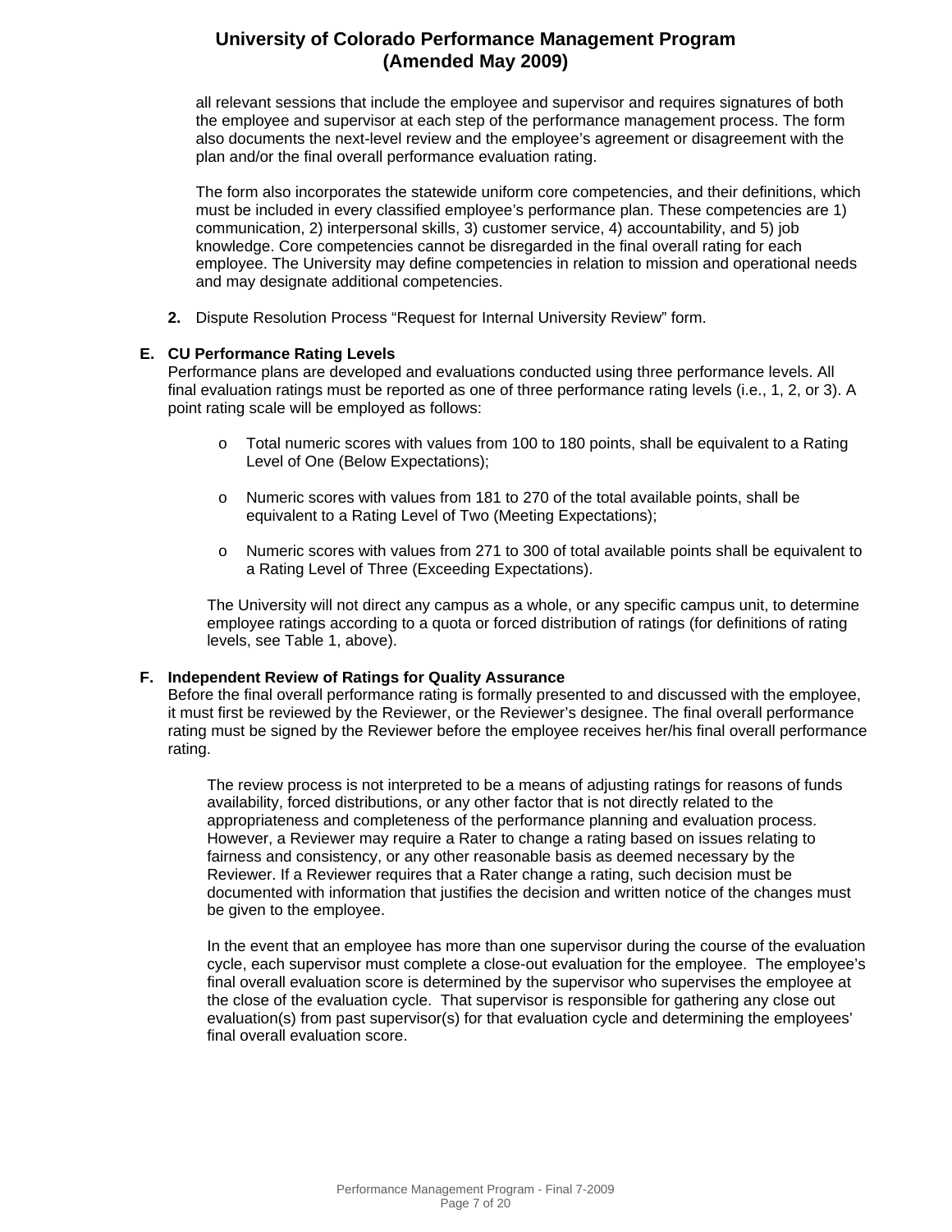all relevant sessions that include the employee and supervisor and requires signatures of both the employee and supervisor at each step of the performance management process. The form also documents the next-level review and the employee's agreement or disagreement with the plan and/or the final overall performance evaluation rating.

The form also incorporates the statewide uniform core competencies, and their definitions, which must be included in every classified employee's performance plan. These competencies are 1) communication, 2) interpersonal skills, 3) customer service, 4) accountability, and 5) job knowledge. Core competencies cannot be disregarded in the final overall rating for each employee. The University may define competencies in relation to mission and operational needs and may designate additional competencies.

**2.** Dispute Resolution Process "Request for Internal University Review" form.

**E. CU Performance Rating Levels**

Performance plans are developed and evaluations conducted using three performance levels. All final evaluation ratings must be reported as one of three performance rating levels (i.e., 1, 2, or 3). A point rating scale will be employed as follows:

- Total numeric scores with values from 100 to 180 points, shall be equivalent to a Rating Level of One (Below Expectations);
- Numeric scores with values from 181 to 270 of the total available points, shall be equivalent to a Rating Level of Two (Meeting Expectations);
- Numeric scores with values from 271 to 300 of total available points shall be equivalent to a Rating Level of Three (Exceeding Expectations).

The University will not direct any campus as a whole, or any specific campus unit, to determine employee ratings according to a quota or forced distribution of ratings (for definitions of rating levels, see Table 1, above).

**F. Independent Review of Ratings for Quality Assurance**

Before the final overall performance rating is formally presented to and discussed with the employee, it must first be reviewed by the Reviewer, or the Reviewer's designee. The final overall performance rating must be signed by the Reviewer before the employee receives her/his final overall performance rating.

The review process is not interpreted to be a means of adjusting ratings for reasons of funds availability, forced distributions, or any other factor that is not directly related to the appropriateness and completeness of the performance planning and evaluation process. However, a Reviewer may require a Rater to change a rating based on issues relating to fairness and consistency, or any other reasonable basis as deemed necessary by the Reviewer. If a Reviewer requires that a Rater change a rating, such decision must be documented with information that justifies the decision and written notice of the changes must be given to the employee.

In the event that an employee has more than one supervisor during the course of the evaluation cycle, each supervisor must complete a close-out evaluation for the employee. The employee's final overall evaluation score is determined by the supervisor who supervises the employee at the close of the evaluation cycle. That supervisor is responsible for gathering any close out evaluation(s) from past supervisor(s) for that evaluation cycle and determining the employees' final overall evaluation score.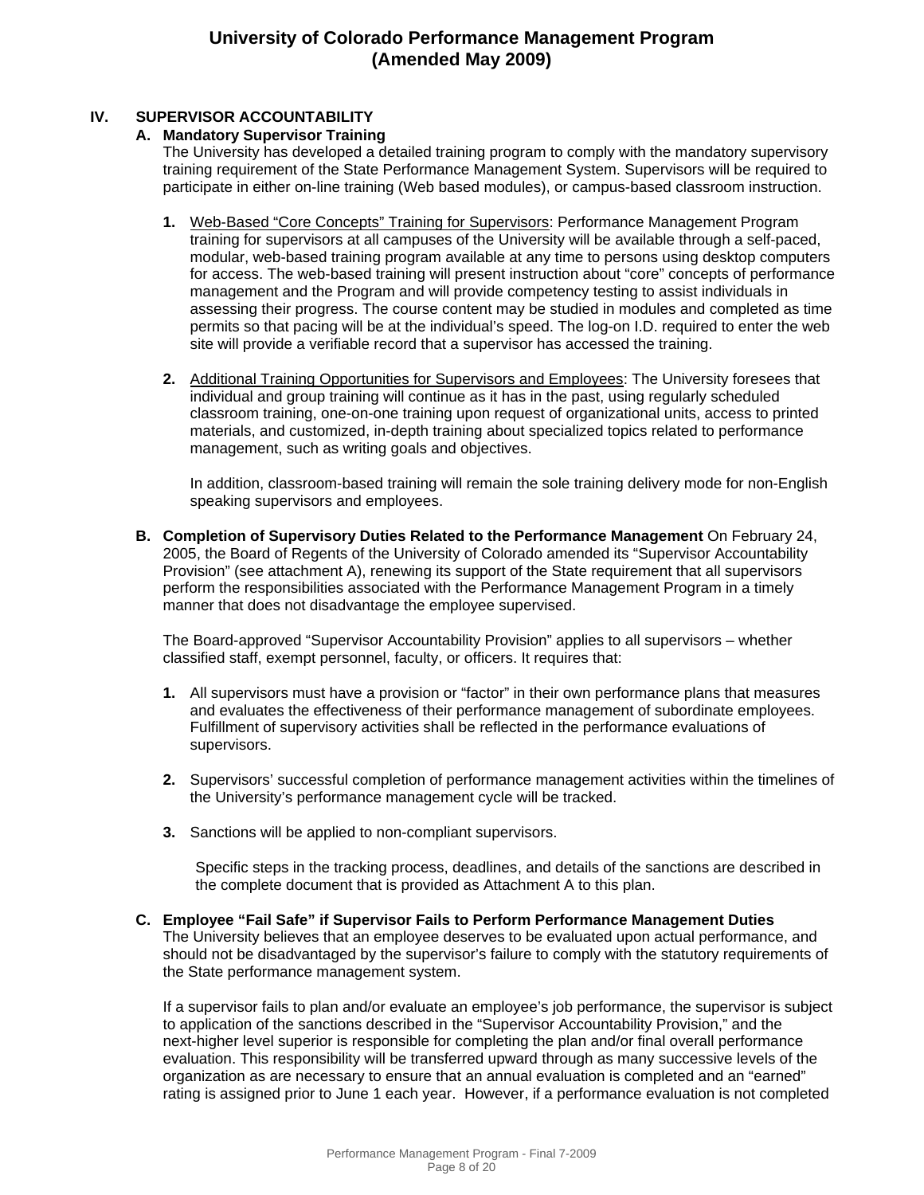## IV. SUPERVISOR ACCOUNTABILITY

### A. Mandatory Supervisor Training

The University has developed a detailed training program to comply with the mandatory supervisory training requirement of the State Performance Management System. Supervisors will be required to participate in either on-line training (Web based modules), or campus-based classroom instruction.

1. Web-Based "Core Concepts" Training for Supervisors: Performance Management Program training for supervisors at all campuses of the University will be available through a self-paced, modular, web-based training program available at any time to persons using desktop computers for access. The web-based training will present instruction about "core" concepts of performance management and the Program and will provide competency testing to assist individuals in assessing their progress. The course content may be studied in modules and completed as time permits so that pacing will be at the individual's speed. The log-on I.D. required to enter the web site will provide a verifiable record that a supervisor has accessed the training.

2. Additional Training Opportunities for Supervisors and Employees: The University foresees that individual and group training will continue as it has in the past, using regularly scheduled classroom training, one-on-one training upon request of organizational units, access to printed materials, and customized, in-depth training about specialized topics related to performance management, such as writing goals and objectives.

   In addition, classroom-based training will remain the sole training delivery mode for non-English speaking supervisors and employees.

### B. Completion of Supervisory Duties Related to the Performance Management

On February 24, 2005, the Board of Regents of the University of Colorado amended its "Supervisor Accountability Provision" (see attachment A), renewing its support of the State requirement that all supervisors perform the responsibilities associated with the Performance Management Program in a timely manner that does not disadvantage the employee supervised.

The Board-approved "Supervisor Accountability Provision" applies to all supervisors – whether classified staff, exempt personnel, faculty, or officers. It requires that:

1. All supervisors must have a provision or "factor" in their own performance plans that measures and evaluates the effectiveness of their performance management of subordinate employees. Fulfillment of supervisory activities shall be reflected in the performance evaluations of supervisors.

2. Supervisors' successful completion of performance management activities within the timelines of the University's performance management cycle will be tracked.

3. Sanctions will be applied to non-compliant supervisors.

   Specific steps in the tracking process, deadlines, and details of the sanctions are described in the complete document that is provided as Attachment A to this plan.

### C. Employee "Fail Safe" if Supervisor Fails to Perform Performance Management Duties

The University believes that an employee deserves to be evaluated upon actual performance, and should not be disadvantaged by the supervisor's failure to comply with the statutory requirements of the State performance management system.

If a supervisor fails to plan and/or evaluate an employee's job performance, the supervisor is subject to application of the sanctions described in the "Supervisor Accountability Provision," and the next-higher level superior is responsible for completing the plan and/or final overall performance evaluation. This responsibility will be transferred upward through as many successive levels of the organization as are necessary to ensure that an annual evaluation is completed and an "earned" rating is assigned prior to June 1 each year. However, if a performance evaluation is not completed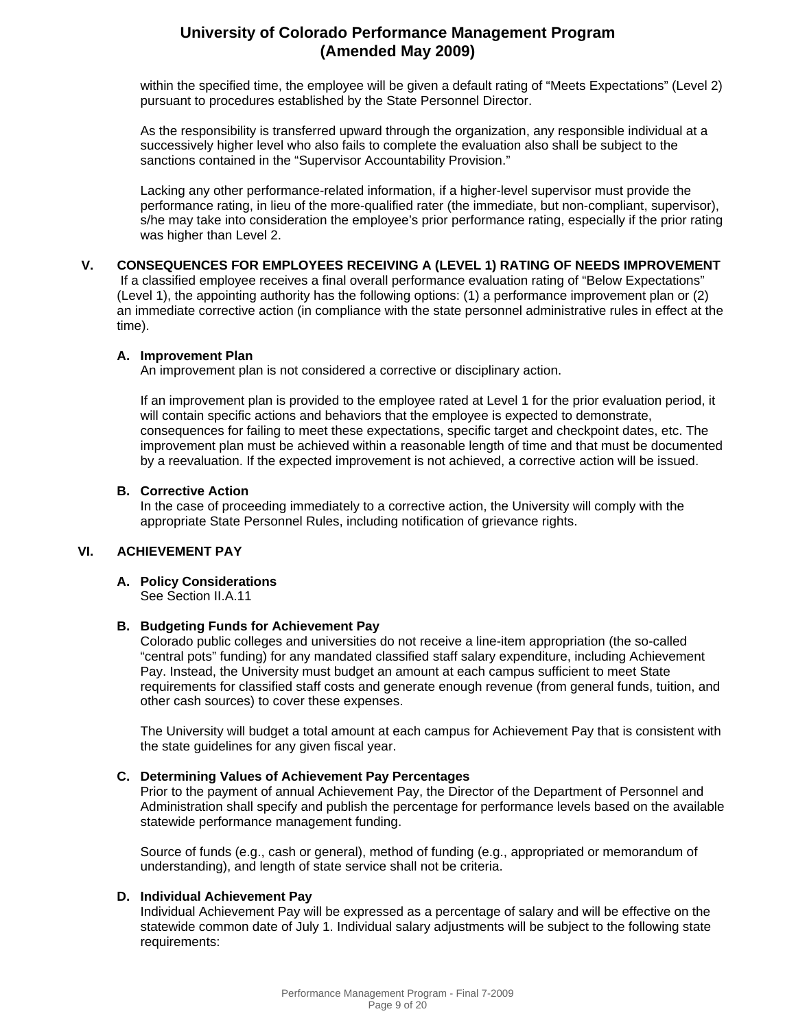within the specified time, the employee will be given a default rating of "Meets Expectations" (Level 2) pursuant to procedures established by the State Personnel Director.

As the responsibility is transferred upward through the organization, any responsible individual at a successively higher level who also fails to complete the evaluation also shall be subject to the sanctions contained in the "Supervisor Accountability Provision."

Lacking any other performance-related information, if a higher-level supervisor must provide the performance rating, in lieu of the more-qualified rater (the immediate, but non-compliant, supervisor), s/he may take into consideration the employee's prior performance rating, especially if the prior rating was higher than Level 2.

## V. CONSEQUENCES FOR EMPLOYEES RECEIVING A (LEVEL 1) RATING OF NEEDS IMPROVEMENT

If a classified employee receives a final overall performance evaluation rating of "Below Expectations" (Level 1), the appointing authority has the following options: (1) a performance improvement plan or (2) an immediate corrective action (in compliance with the state personnel administrative rules in effect at the time).

### A. Improvement Plan

An improvement plan is not considered a corrective or disciplinary action.

If an improvement plan is provided to the employee rated at Level 1 for the prior evaluation period, it will contain specific actions and behaviors that the employee is expected to demonstrate, consequences for failing to meet these expectations, specific target and checkpoint dates, etc. The improvement plan must be achieved within a reasonable length of time and that must be documented by a reevaluation. If the expected improvement is not achieved, a corrective action will be issued.

### B. Corrective Action

In the case of proceeding immediately to a corrective action, the University will comply with the appropriate State Personnel Rules, including notification of grievance rights.

## VI. ACHIEVEMENT PAY

### A. Policy Considerations

See Section II.A.11

### B. Budgeting Funds for Achievement Pay

Colorado public colleges and universities do not receive a line-item appropriation (the so-called "central pots" funding) for any mandated classified staff salary expenditure, including Achievement Pay. Instead, the University must budget an amount at each campus sufficient to meet State requirements for classified staff costs and generate enough revenue (from general funds, tuition, and other cash sources) to cover these expenses.

The University will budget a total amount at each campus for Achievement Pay that is consistent with the state guidelines for any given fiscal year.

### C. Determining Values of Achievement Pay Percentages

Prior to the payment of annual Achievement Pay, the Director of the Department of Personnel and Administration shall specify and publish the percentage for performance levels based on the available statewide performance management funding.

Source of funds (e.g., cash or general), method of funding (e.g., appropriated or memorandum of understanding), and length of state service shall not be criteria.

### D. Individual Achievement Pay

Individual Achievement Pay will be expressed as a percentage of salary and will be effective on the statewide common date of July 1. Individual salary adjustments will be subject to the following state requirements: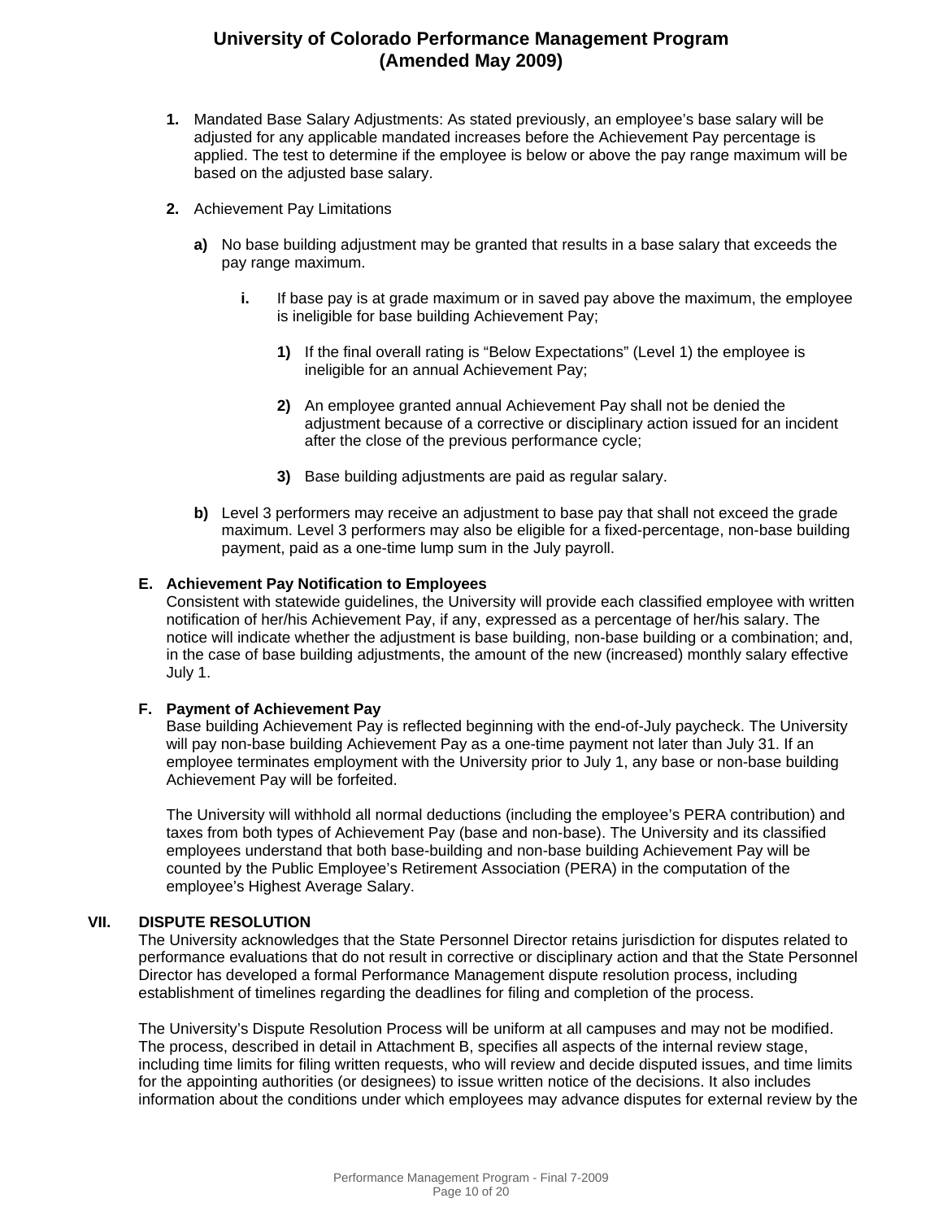1. Mandated Base Salary Adjustments: As stated previously, an employee's base salary will be adjusted for any applicable mandated increases before the Achievement Pay percentage is applied. The test to determine if the employee is below or above the pay range maximum will be based on the adjusted base salary.

2. Achievement Pay Limitations

   a) No base building adjustment may be granted that results in a base salary that exceeds the pay range maximum.

      i. If base pay is at grade maximum or in saved pay above the maximum, the employee is ineligible for base building Achievement Pay;

         1) If the final overall rating is "Below Expectations" (Level 1) the employee is ineligible for an annual Achievement Pay;

         2) An employee granted annual Achievement Pay shall not be denied the adjustment because of a corrective or disciplinary action issued for an incident after the close of the previous performance cycle;

         3) Base building adjustments are paid as regular salary.

   b) Level 3 performers may receive an adjustment to base pay that shall not exceed the grade maximum. Level 3 performers may also be eligible for a fixed-percentage, non-base building payment, paid as a one-time lump sum in the July payroll.

### E. Achievement Pay Notification to Employees

Consistent with statewide guidelines, the University will provide each classified employee with written notification of her/his Achievement Pay, if any, expressed as a percentage of her/his salary. The notice will indicate whether the adjustment is base building, non-base building or a combination; and, in the case of base building adjustments, the amount of the new (increased) monthly salary effective July 1.

### F. Payment of Achievement Pay

Base building Achievement Pay is reflected beginning with the end-of-July paycheck. The University will pay non-base building Achievement Pay as a one-time payment not later than July 31. If an employee terminates employment with the University prior to July 1, any base or non-base building Achievement Pay will be forfeited.

The University will withhold all normal deductions (including the employee's PERA contribution) and taxes from both types of Achievement Pay (base and non-base). The University and its classified employees understand that both base-building and non-base building Achievement Pay will be counted by the Public Employee's Retirement Association (PERA) in the computation of the employee's Highest Average Salary.

## VII. DISPUTE RESOLUTION

The University acknowledges that the State Personnel Director retains jurisdiction for disputes related to performance evaluations that do not result in corrective or disciplinary action and that the State Personnel Director has developed a formal Performance Management dispute resolution process, including establishment of timelines regarding the deadlines for filing and completion of the process.

The University's Dispute Resolution Process will be uniform at all campuses and may not be modified. The process, described in detail in Attachment B, specifies all aspects of the internal review stage, including time limits for filing written requests, who will review and decide disputed issues, and time limits for the appointing authorities (or designees) to issue written notice of the decisions. It also includes information about the conditions under which employees may advance disputes for external review by the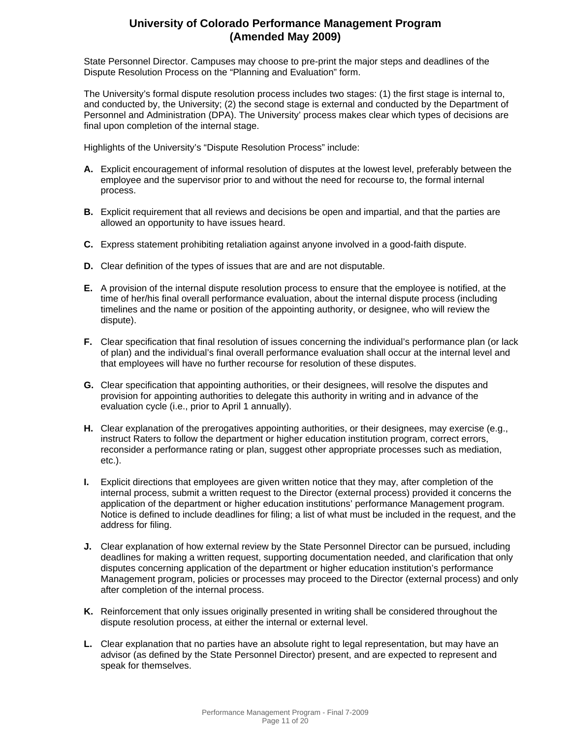State Personnel Director. Campuses may choose to pre-print the major steps and deadlines of the Dispute Resolution Process on the "Planning and Evaluation" form.

The University's formal dispute resolution process includes two stages: (1) the first stage is internal to, and conducted by, the University; (2) the second stage is external and conducted by the Department of Personnel and Administration (DPA). The University' process makes clear which types of decisions are final upon completion of the internal stage.

Highlights of the University's "Dispute Resolution Process" include:

**A.** Explicit encouragement of informal resolution of disputes at the lowest level, preferably between the employee and the supervisor prior to and without the need for recourse to, the formal internal process.

**B.** Explicit requirement that all reviews and decisions be open and impartial, and that the parties are allowed an opportunity to have issues heard.

**C.** Express statement prohibiting retaliation against anyone involved in a good-faith dispute.

**D.** Clear definition of the types of issues that are and are not disputable.

**E.** A provision of the internal dispute resolution process to ensure that the employee is notified, at the time of her/his final overall performance evaluation, about the internal dispute process (including timelines and the name or position of the appointing authority, or designee, who will review the dispute).

**F.** Clear specification that final resolution of issues concerning the individual's performance plan (or lack of plan) and the individual's final overall performance evaluation shall occur at the internal level and that employees will have no further recourse for resolution of these disputes.

**G.** Clear specification that appointing authorities, or their designees, will resolve the disputes and provision for appointing authorities to delegate this authority in writing and in advance of the evaluation cycle (i.e., prior to April 1 annually).

**H.** Clear explanation of the prerogatives appointing authorities, or their designees, may exercise (e.g., instruct Raters to follow the department or higher education institution program, correct errors, reconsider a performance rating or plan, suggest other appropriate processes such as mediation, etc.).

**I.** Explicit directions that employees are given written notice that they may, after completion of the internal process, submit a written request to the Director (external process) provided it concerns the application of the department or higher education institutions' performance Management program. Notice is defined to include deadlines for filing; a list of what must be included in the request, and the address for filing.

**J.** Clear explanation of how external review by the State Personnel Director can be pursued, including deadlines for making a written request, supporting documentation needed, and clarification that only disputes concerning application of the department or higher education institution's performance Management program, policies or processes may proceed to the Director (external process) and only after completion of the internal process.

**K.** Reinforcement that only issues originally presented in writing shall be considered throughout the dispute resolution process, at either the internal or external level.

**L.** Clear explanation that no parties have an absolute right to legal representation, but may have an advisor (as defined by the State Personnel Director) present, and are expected to represent and speak for themselves.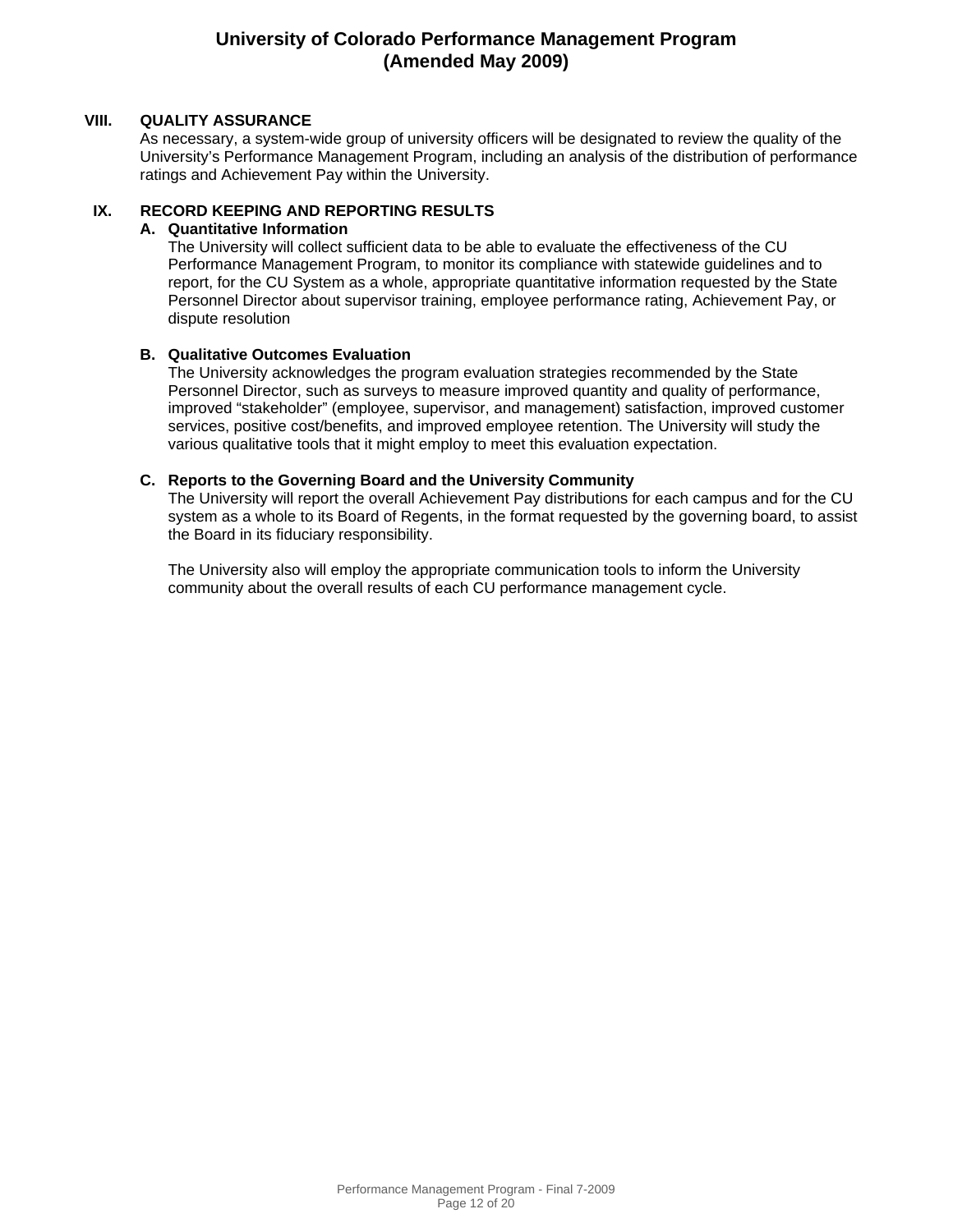## VIII. QUALITY ASSURANCE

As necessary, a system-wide group of university officers will be designated to review the quality of the University's Performance Management Program, including an analysis of the distribution of performance ratings and Achievement Pay within the University.

## IX. RECORD KEEPING AND REPORTING RESULTS

### A. Quantitative Information

The University will collect sufficient data to be able to evaluate the effectiveness of the CU Performance Management Program, to monitor its compliance with statewide guidelines and to report, for the CU System as a whole, appropriate quantitative information requested by the State Personnel Director about supervisor training, employee performance rating, Achievement Pay, or dispute resolution

### B. Qualitative Outcomes Evaluation

The University acknowledges the program evaluation strategies recommended by the State Personnel Director, such as surveys to measure improved quantity and quality of performance, improved "stakeholder" (employee, supervisor, and management) satisfaction, improved customer services, positive cost/benefits, and improved employee retention. The University will study the various qualitative tools that it might employ to meet this evaluation expectation.

### C. Reports to the Governing Board and the University Community

The University will report the overall Achievement Pay distributions for each campus and for the CU system as a whole to its Board of Regents, in the format requested by the governing board, to assist the Board in its fiduciary responsibility.

The University also will employ the appropriate communication tools to inform the University community about the overall results of each CU performance management cycle.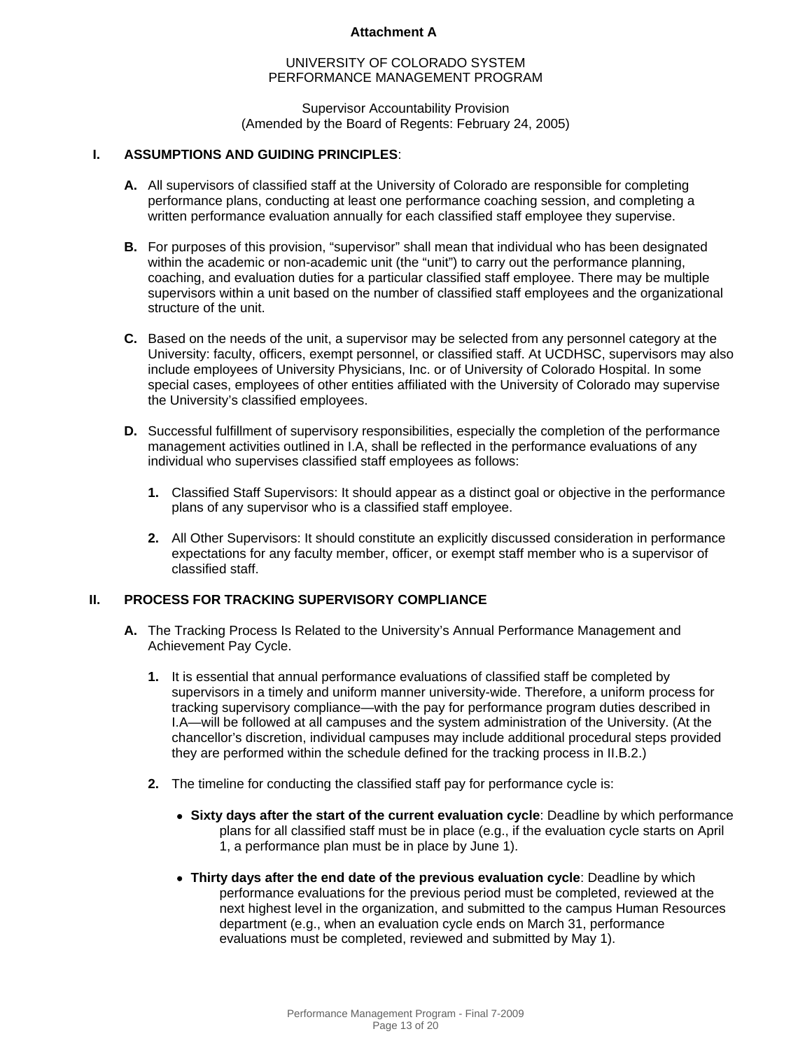**Attachment A**

UNIVERSITY OF COLORADO SYSTEM
PERFORMANCE MANAGEMENT PROGRAM

Supervisor Accountability Provision
(Amended by the Board of Regents: February 24, 2005)

## I. ASSUMPTIONS AND GUIDING PRINCIPLES:

**A.** All supervisors of classified staff at the University of Colorado are responsible for completing performance plans, conducting at least one performance coaching session, and completing a written performance evaluation annually for each classified staff employee they supervise.

**B.** For purposes of this provision, "supervisor" shall mean that individual who has been designated within the academic or non-academic unit (the "unit") to carry out the performance planning, coaching, and evaluation duties for a particular classified staff employee. There may be multiple supervisors within a unit based on the number of classified staff employees and the organizational structure of the unit.

**C.** Based on the needs of the unit, a supervisor may be selected from any personnel category at the University: faculty, officers, exempt personnel, or classified staff. At UCDHSC, supervisors may also include employees of University Physicians, Inc. or of University of Colorado Hospital. In some special cases, employees of other entities affiliated with the University of Colorado may supervise the University's classified employees.

**D.** Successful fulfillment of supervisory responsibilities, especially the completion of the performance management activities outlined in I.A, shall be reflected in the performance evaluations of any individual who supervises classified staff employees as follows:

**1.** Classified Staff Supervisors: It should appear as a distinct goal or objective in the performance plans of any supervisor who is a classified staff employee.

**2.** All Other Supervisors: It should constitute an explicitly discussed consideration in performance expectations for any faculty member, officer, or exempt staff member who is a supervisor of classified staff.

## II. PROCESS FOR TRACKING SUPERVISORY COMPLIANCE

**A.** The Tracking Process Is Related to the University's Annual Performance Management and Achievement Pay Cycle.

**1.** It is essential that annual performance evaluations of classified staff be completed by supervisors in a timely and uniform manner university-wide. Therefore, a uniform process for tracking supervisory compliance—with the pay for performance program duties described in I.A—will be followed at all campuses and the system administration of the University. (At the chancellor's discretion, individual campuses may include additional procedural steps provided they are performed within the schedule defined for the tracking process in II.B.2.)

**2.** The timeline for conducting the classified staff pay for performance cycle is:

- **Sixty days after the start of the current evaluation cycle**: Deadline by which performance plans for all classified staff must be in place (e.g., if the evaluation cycle starts on April 1, a performance plan must be in place by June 1).
- **Thirty days after the end date of the previous evaluation cycle**: Deadline by which performance evaluations for the previous period must be completed, reviewed at the next highest level in the organization, and submitted to the campus Human Resources department (e.g., when an evaluation cycle ends on March 31, performance evaluations must be completed, reviewed and submitted by May 1).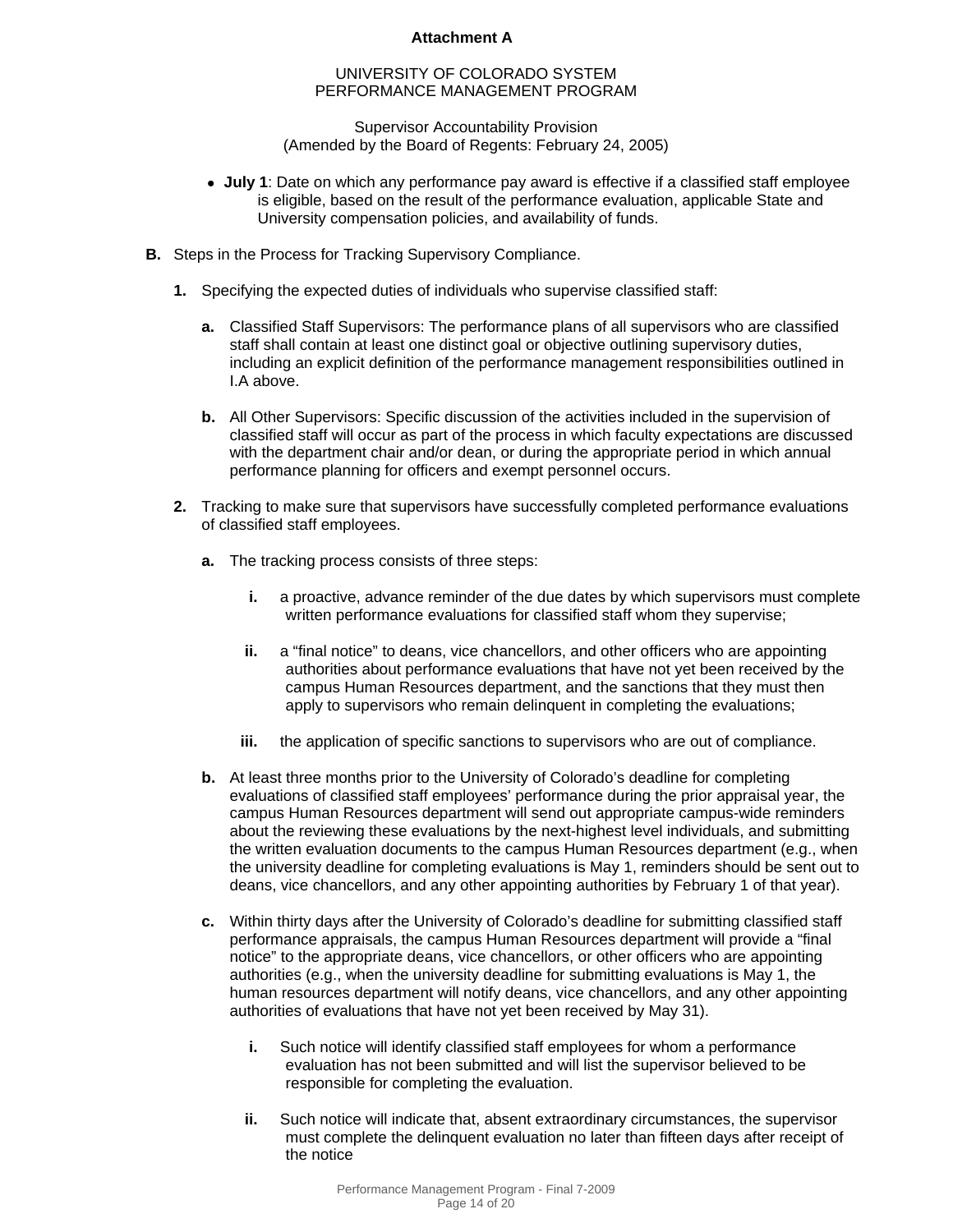**Attachment A**

UNIVERSITY OF COLORADO SYSTEM
PERFORMANCE MANAGEMENT PROGRAM

Supervisor Accountability Provision
(Amended by the Board of Regents: February 24, 2005)

- **July 1**: Date on which any performance pay award is effective if a classified staff employee is eligible, based on the result of the performance evaluation, applicable State and University compensation policies, and availability of funds.

**B.** Steps in the Process for Tracking Supervisory Compliance.

**1.** Specifying the expected duties of individuals who supervise classified staff:

**a.** Classified Staff Supervisors: The performance plans of all supervisors who are classified staff shall contain at least one distinct goal or objective outlining supervisory duties, including an explicit definition of the performance management responsibilities outlined in I.A above.

**b.** All Other Supervisors: Specific discussion of the activities included in the supervision of classified staff will occur as part of the process in which faculty expectations are discussed with the department chair and/or dean, or during the appropriate period in which annual performance planning for officers and exempt personnel occurs.

**2.** Tracking to make sure that supervisors have successfully completed performance evaluations of classified staff employees.

**a.** The tracking process consists of three steps:

**i.** a proactive, advance reminder of the due dates by which supervisors must complete written performance evaluations for classified staff whom they supervise;

**ii.** a "final notice" to deans, vice chancellors, and other officers who are appointing authorities about performance evaluations that have not yet been received by the campus Human Resources department, and the sanctions that they must then apply to supervisors who remain delinquent in completing the evaluations;

**iii.** the application of specific sanctions to supervisors who are out of compliance.

**b.** At least three months prior to the University of Colorado's deadline for completing evaluations of classified staff employees' performance during the prior appraisal year, the campus Human Resources department will send out appropriate campus-wide reminders about the reviewing these evaluations by the next-highest level individuals, and submitting the written evaluation documents to the campus Human Resources department (e.g., when the university deadline for completing evaluations is May 1, reminders should be sent out to deans, vice chancellors, and any other appointing authorities by February 1 of that year).

**c.** Within thirty days after the University of Colorado's deadline for submitting classified staff performance appraisals, the campus Human Resources department will provide a "final notice" to the appropriate deans, vice chancellors, or other officers who are appointing authorities (e.g., when the university deadline for submitting evaluations is May 1, the human resources department will notify deans, vice chancellors, and any other appointing authorities of evaluations that have not yet been received by May 31).

**i.** Such notice will identify classified staff employees for whom a performance evaluation has not been submitted and will list the supervisor believed to be responsible for completing the evaluation.

**ii.** Such notice will indicate that, absent extraordinary circumstances, the supervisor must complete the delinquent evaluation no later than fifteen days after receipt of the notice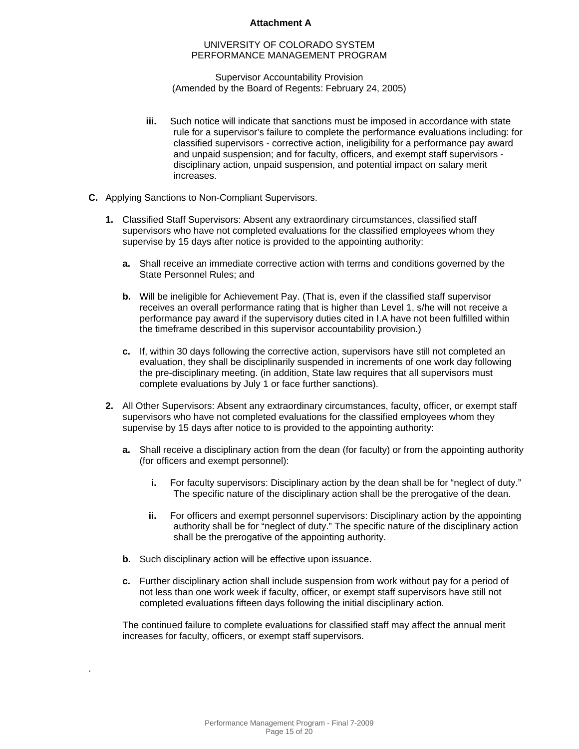**Attachment A**

UNIVERSITY OF COLORADO SYSTEM
PERFORMANCE MANAGEMENT PROGRAM

Supervisor Accountability Provision
(Amended by the Board of Regents: February 24, 2005)

**iii.** Such notice will indicate that sanctions must be imposed in accordance with state rule for a supervisor's failure to complete the performance evaluations including: for classified supervisors - corrective action, ineligibility for a performance pay award and unpaid suspension; and for faculty, officers, and exempt staff supervisors - disciplinary action, unpaid suspension, and potential impact on salary merit increases.

**C.** Applying Sanctions to Non-Compliant Supervisors.

**1.** Classified Staff Supervisors: Absent any extraordinary circumstances, classified staff supervisors who have not completed evaluations for the classified employees whom they supervise by 15 days after notice is provided to the appointing authority:

**a.** Shall receive an immediate corrective action with terms and conditions governed by the State Personnel Rules; and

**b.** Will be ineligible for Achievement Pay. (That is, even if the classified staff supervisor receives an overall performance rating that is higher than Level 1, s/he will not receive a performance pay award if the supervisory duties cited in I.A have not been fulfilled within the timeframe described in this supervisor accountability provision.)

**c.** If, within 30 days following the corrective action, supervisors have still not completed an evaluation, they shall be disciplinarily suspended in increments of one work day following the pre-disciplinary meeting. (in addition, State law requires that all supervisors must complete evaluations by July 1 or face further sanctions).

**2.** All Other Supervisors: Absent any extraordinary circumstances, faculty, officer, or exempt staff supervisors who have not completed evaluations for the classified employees whom they supervise by 15 days after notice to is provided to the appointing authority:

**a.** Shall receive a disciplinary action from the dean (for faculty) or from the appointing authority (for officers and exempt personnel):

**i.** For faculty supervisors: Disciplinary action by the dean shall be for "neglect of duty." The specific nature of the disciplinary action shall be the prerogative of the dean.

**ii.** For officers and exempt personnel supervisors: Disciplinary action by the appointing authority shall be for "neglect of duty." The specific nature of the disciplinary action shall be the prerogative of the appointing authority.

**b.** Such disciplinary action will be effective upon issuance.

**c.** Further disciplinary action shall include suspension from work without pay for a period of not less than one work week if faculty, officer, or exempt staff supervisors have still not completed evaluations fifteen days following the initial disciplinary action.

The continued failure to complete evaluations for classified staff may affect the annual merit increases for faculty, officers, or exempt staff supervisors.

.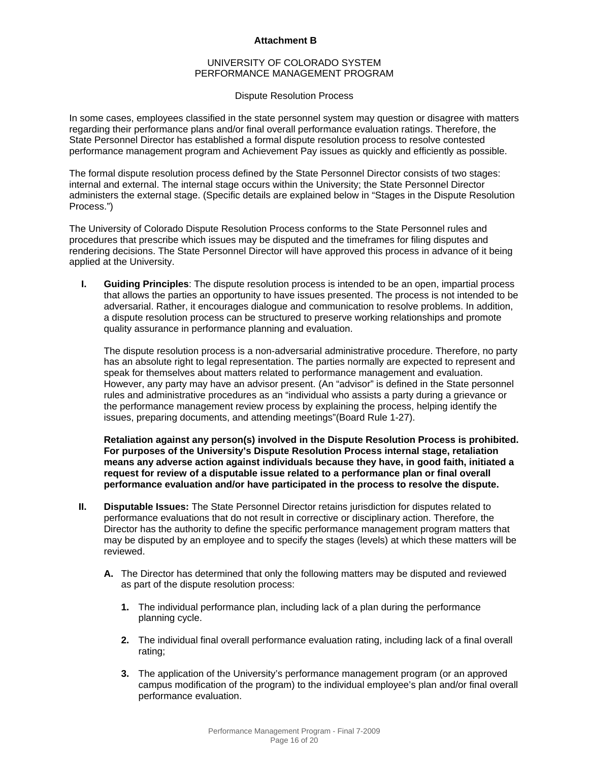**Attachment B**

UNIVERSITY OF COLORADO SYSTEM
PERFORMANCE MANAGEMENT PROGRAM

Dispute Resolution Process

In some cases, employees classified in the state personnel system may question or disagree with matters regarding their performance plans and/or final overall performance evaluation ratings. Therefore, the State Personnel Director has established a formal dispute resolution process to resolve contested performance management program and Achievement Pay issues as quickly and efficiently as possible.

The formal dispute resolution process defined by the State Personnel Director consists of two stages: internal and external. The internal stage occurs within the University; the State Personnel Director administers the external stage. (Specific details are explained below in "Stages in the Dispute Resolution Process.")

The University of Colorado Dispute Resolution Process conforms to the State Personnel rules and procedures that prescribe which issues may be disputed and the timeframes for filing disputes and rendering decisions. The State Personnel Director will have approved this process in advance of it being applied at the University.

**I. Guiding Principles**: The dispute resolution process is intended to be an open, impartial process that allows the parties an opportunity to have issues presented. The process is not intended to be adversarial. Rather, it encourages dialogue and communication to resolve problems. In addition, a dispute resolution process can be structured to preserve working relationships and promote quality assurance in performance planning and evaluation.

The dispute resolution process is a non-adversarial administrative procedure. Therefore, no party has an absolute right to legal representation. The parties normally are expected to represent and speak for themselves about matters related to performance management and evaluation. However, any party may have an advisor present. (An "advisor" is defined in the State personnel rules and administrative procedures as an "individual who assists a party during a grievance or the performance management review process by explaining the process, helping identify the issues, preparing documents, and attending meetings"(Board Rule 1-27).

**Retaliation against any person(s) involved in the Dispute Resolution Process is prohibited. For purposes of the University's Dispute Resolution Process internal stage, retaliation means any adverse action against individuals because they have, in good faith, initiated a request for review of a disputable issue related to a performance plan or final overall performance evaluation and/or have participated in the process to resolve the dispute.**

**II. Disputable Issues:** The State Personnel Director retains jurisdiction for disputes related to performance evaluations that do not result in corrective or disciplinary action. Therefore, the Director has the authority to define the specific performance management program matters that may be disputed by an employee and to specify the stages (levels) at which these matters will be reviewed.

**A.** The Director has determined that only the following matters may be disputed and reviewed as part of the dispute resolution process:

**1.** The individual performance plan, including lack of a plan during the performance planning cycle.

**2.** The individual final overall performance evaluation rating, including lack of a final overall rating;

**3.** The application of the University's performance management program (or an approved campus modification of the program) to the individual employee's plan and/or final overall performance evaluation.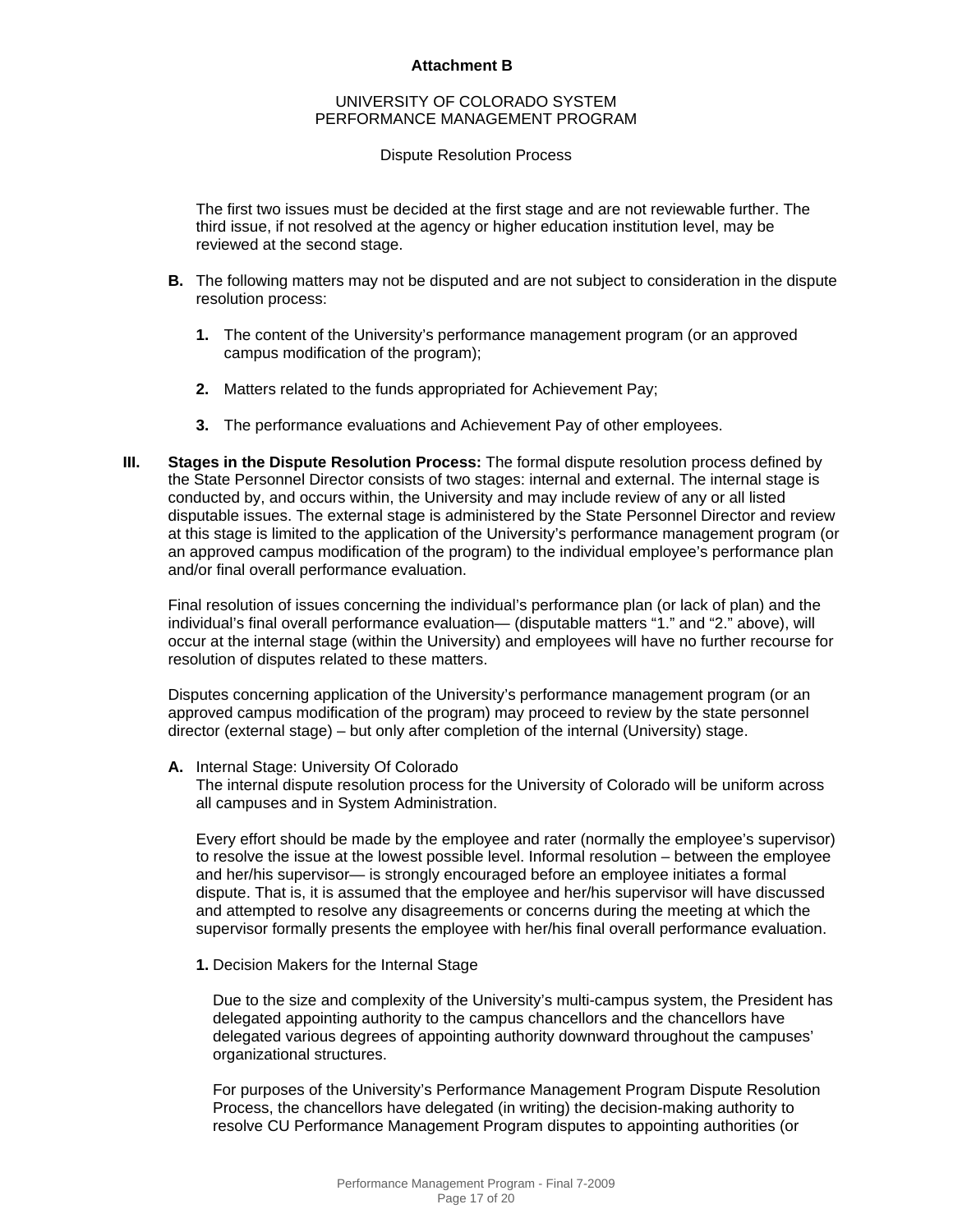**Attachment B**

UNIVERSITY OF COLORADO SYSTEM
PERFORMANCE MANAGEMENT PROGRAM

Dispute Resolution Process

The first two issues must be decided at the first stage and are not reviewable further. The third issue, if not resolved at the agency or higher education institution level, may be reviewed at the second stage.

**B.** The following matters may not be disputed and are not subject to consideration in the dispute resolution process:

**1.** The content of the University's performance management program (or an approved campus modification of the program);

**2.** Matters related to the funds appropriated for Achievement Pay;

**3.** The performance evaluations and Achievement Pay of other employees.

**III. Stages in the Dispute Resolution Process:** The formal dispute resolution process defined by the State Personnel Director consists of two stages: internal and external. The internal stage is conducted by, and occurs within, the University and may include review of any or all listed disputable issues. The external stage is administered by the State Personnel Director and review at this stage is limited to the application of the University's performance management program (or an approved campus modification of the program) to the individual employee's performance plan and/or final overall performance evaluation.

Final resolution of issues concerning the individual's performance plan (or lack of plan) and the individual's final overall performance evaluation— (disputable matters "1." and "2." above), will occur at the internal stage (within the University) and employees will have no further recourse for resolution of disputes related to these matters.

Disputes concerning application of the University's performance management program (or an approved campus modification of the program) may proceed to review by the state personnel director (external stage) – but only after completion of the internal (University) stage.

**A.** Internal Stage: University Of Colorado
The internal dispute resolution process for the University of Colorado will be uniform across all campuses and in System Administration.

Every effort should be made by the employee and rater (normally the employee's supervisor) to resolve the issue at the lowest possible level. Informal resolution – between the employee and her/his supervisor— is strongly encouraged before an employee initiates a formal dispute. That is, it is assumed that the employee and her/his supervisor will have discussed and attempted to resolve any disagreements or concerns during the meeting at which the supervisor formally presents the employee with her/his final overall performance evaluation.

**1.** Decision Makers for the Internal Stage

Due to the size and complexity of the University's multi-campus system, the President has delegated appointing authority to the campus chancellors and the chancellors have delegated various degrees of appointing authority downward throughout the campuses' organizational structures.

For purposes of the University's Performance Management Program Dispute Resolution Process, the chancellors have delegated (in writing) the decision-making authority to resolve CU Performance Management Program disputes to appointing authorities (or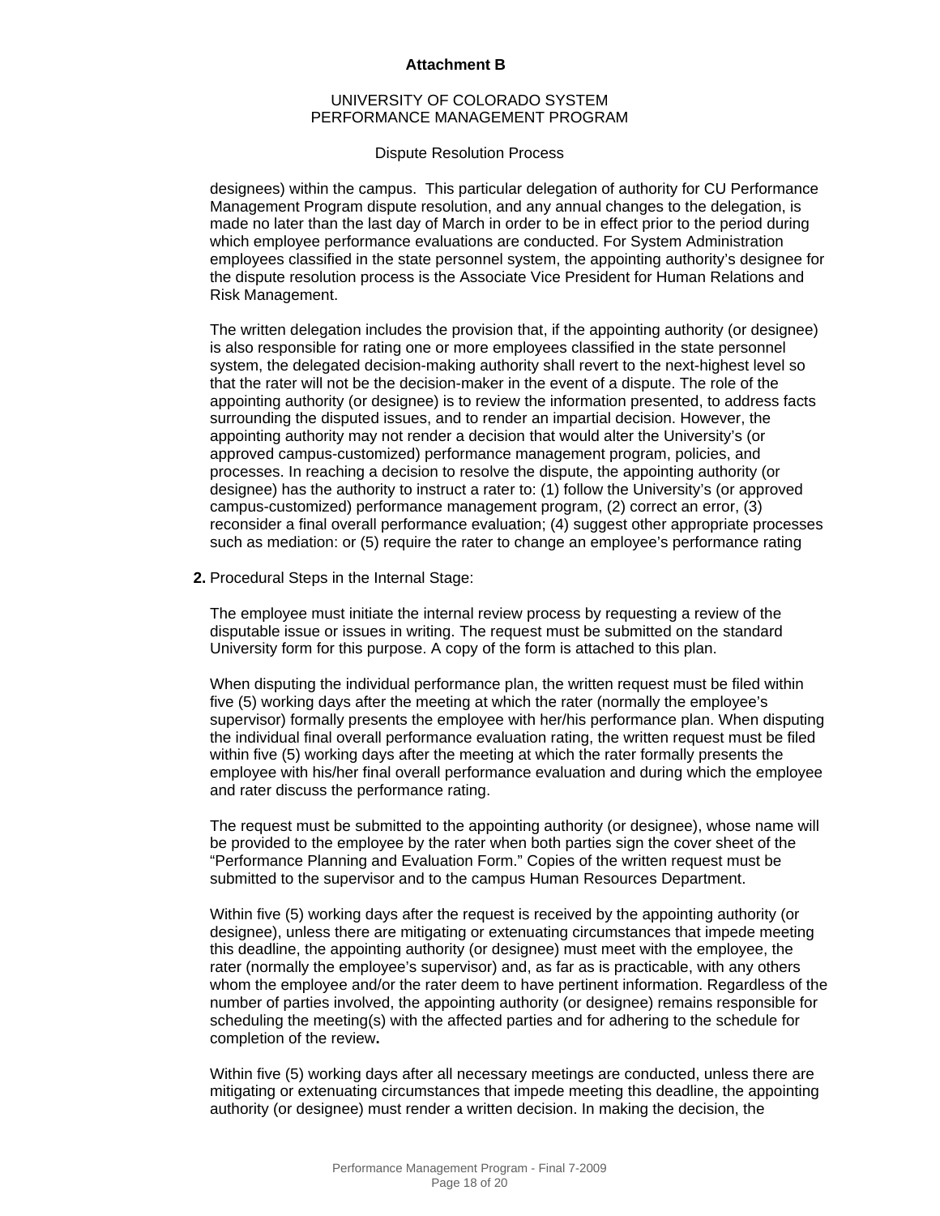**Attachment B**

UNIVERSITY OF COLORADO SYSTEM
PERFORMANCE MANAGEMENT PROGRAM

Dispute Resolution Process

designees) within the campus. This particular delegation of authority for CU Performance Management Program dispute resolution, and any annual changes to the delegation, is made no later than the last day of March in order to be in effect prior to the period during which employee performance evaluations are conducted. For System Administration employees classified in the state personnel system, the appointing authority's designee for the dispute resolution process is the Associate Vice President for Human Relations and Risk Management.

The written delegation includes the provision that, if the appointing authority (or designee) is also responsible for rating one or more employees classified in the state personnel system, the delegated decision-making authority shall revert to the next-highest level so that the rater will not be the decision-maker in the event of a dispute. The role of the appointing authority (or designee) is to review the information presented, to address facts surrounding the disputed issues, and to render an impartial decision. However, the appointing authority may not render a decision that would alter the University's (or approved campus-customized) performance management program, policies, and processes. In reaching a decision to resolve the dispute, the appointing authority (or designee) has the authority to instruct a rater to: (1) follow the University's (or approved campus-customized) performance management program, (2) correct an error, (3) reconsider a final overall performance evaluation; (4) suggest other appropriate processes such as mediation: or (5) require the rater to change an employee's performance rating

**2.** Procedural Steps in the Internal Stage:

The employee must initiate the internal review process by requesting a review of the disputable issue or issues in writing. The request must be submitted on the standard University form for this purpose. A copy of the form is attached to this plan.

When disputing the individual performance plan, the written request must be filed within five (5) working days after the meeting at which the rater (normally the employee's supervisor) formally presents the employee with her/his performance plan. When disputing the individual final overall performance evaluation rating, the written request must be filed within five (5) working days after the meeting at which the rater formally presents the employee with his/her final overall performance evaluation and during which the employee and rater discuss the performance rating.

The request must be submitted to the appointing authority (or designee), whose name will be provided to the employee by the rater when both parties sign the cover sheet of the "Performance Planning and Evaluation Form." Copies of the written request must be submitted to the supervisor and to the campus Human Resources Department.

Within five (5) working days after the request is received by the appointing authority (or designee), unless there are mitigating or extenuating circumstances that impede meeting this deadline, the appointing authority (or designee) must meet with the employee, the rater (normally the employee's supervisor) and, as far as is practicable, with any others whom the employee and/or the rater deem to have pertinent information. Regardless of the number of parties involved, the appointing authority (or designee) remains responsible for scheduling the meeting(s) with the affected parties and for adhering to the schedule for completion of the review**.**

Within five (5) working days after all necessary meetings are conducted, unless there are mitigating or extenuating circumstances that impede meeting this deadline, the appointing authority (or designee) must render a written decision. In making the decision, the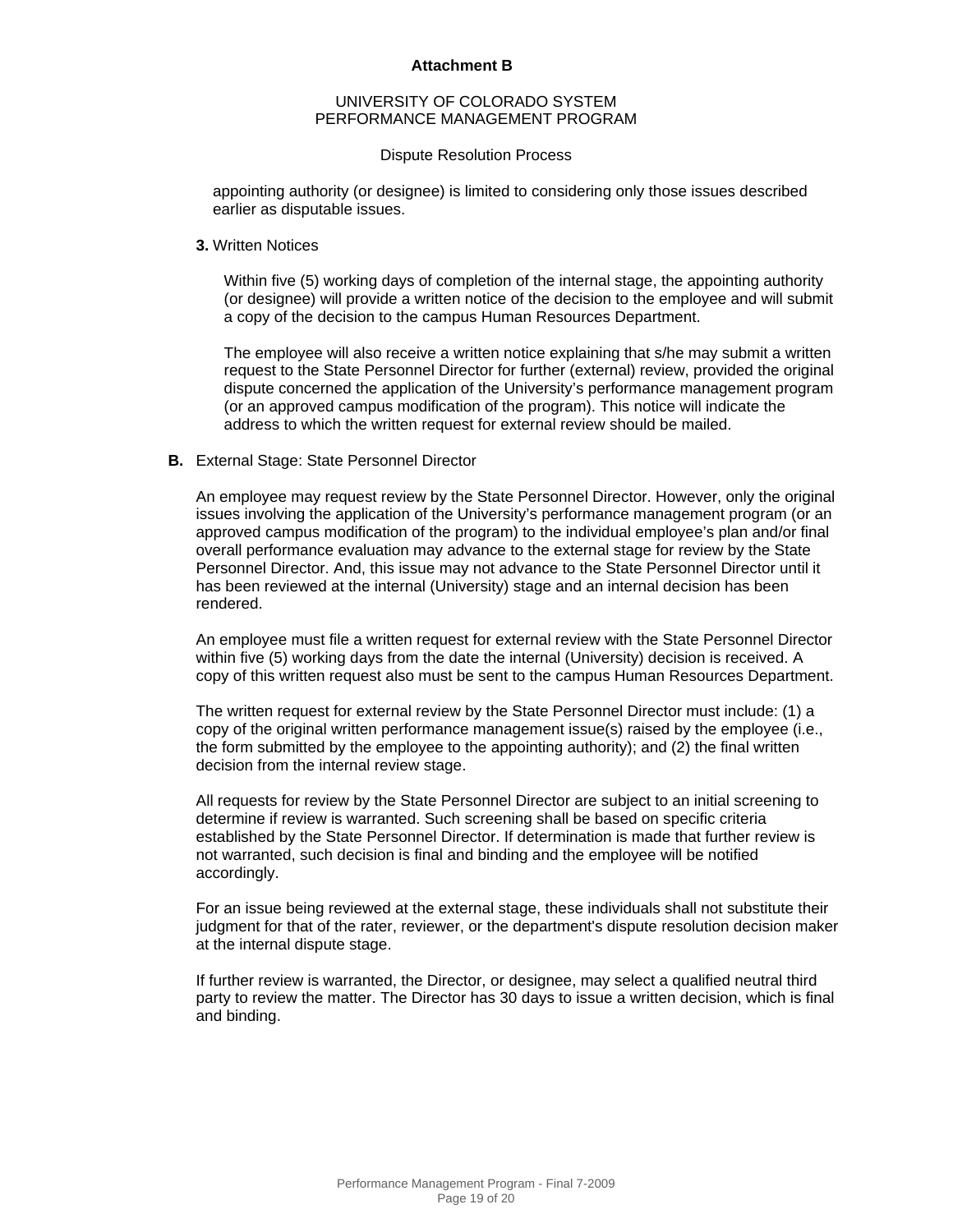**Attachment B**

UNIVERSITY OF COLORADO SYSTEM
PERFORMANCE MANAGEMENT PROGRAM

Dispute Resolution Process

appointing authority (or designee) is limited to considering only those issues described earlier as disputable issues.

**3.** Written Notices

Within five (5) working days of completion of the internal stage, the appointing authority (or designee) will provide a written notice of the decision to the employee and will submit a copy of the decision to the campus Human Resources Department.

The employee will also receive a written notice explaining that s/he may submit a written request to the State Personnel Director for further (external) review, provided the original dispute concerned the application of the University's performance management program (or an approved campus modification of the program). This notice will indicate the address to which the written request for external review should be mailed.

**B.** External Stage: State Personnel Director

An employee may request review by the State Personnel Director. However, only the original issues involving the application of the University's performance management program (or an approved campus modification of the program) to the individual employee's plan and/or final overall performance evaluation may advance to the external stage for review by the State Personnel Director. And, this issue may not advance to the State Personnel Director until it has been reviewed at the internal (University) stage and an internal decision has been rendered.

An employee must file a written request for external review with the State Personnel Director within five (5) working days from the date the internal (University) decision is received. A copy of this written request also must be sent to the campus Human Resources Department.

The written request for external review by the State Personnel Director must include: (1) a copy of the original written performance management issue(s) raised by the employee (i.e., the form submitted by the employee to the appointing authority); and (2) the final written decision from the internal review stage.

All requests for review by the State Personnel Director are subject to an initial screening to determine if review is warranted. Such screening shall be based on specific criteria established by the State Personnel Director. If determination is made that further review is not warranted, such decision is final and binding and the employee will be notified accordingly.

For an issue being reviewed at the external stage, these individuals shall not substitute their judgment for that of the rater, reviewer, or the department's dispute resolution decision maker at the internal dispute stage.

If further review is warranted, the Director, or designee, may select a qualified neutral third party to review the matter. The Director has 30 days to issue a written decision, which is final and binding.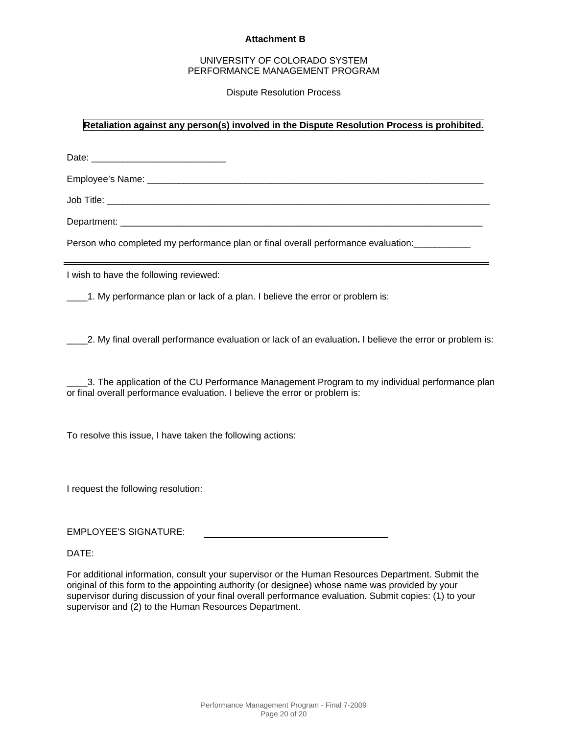**Attachment B**

UNIVERSITY OF COLORADO SYSTEM
PERFORMANCE MANAGEMENT PROGRAM

Dispute Resolution Process

**Retaliation against any person(s) involved in the Dispute Resolution Process is prohibited.**

Date: __________________________

Employee's Name: _________________________________________________________________

Job Title: __________________________________________________________________________

Department: ______________________________________________________________________

Person who completed my performance plan or final overall performance evaluation:___________

---

I wish to have the following reviewed:

____1. My performance plan or lack of a plan. I believe the error or problem is:

____2. My final overall performance evaluation or lack of an evaluation**.** I believe the error or problem is:

____3. The application of the CU Performance Management Program to my individual performance plan or final overall performance evaluation. I believe the error or problem is:

To resolve this issue, I have taken the following actions:

I request the following resolution:

EMPLOYEE'S SIGNATURE: ____________________________________

DATE: __________________________

For additional information, consult your supervisor or the Human Resources Department. Submit the original of this form to the appointing authority (or designee) whose name was provided by your supervisor during discussion of your final overall performance evaluation. Submit copies: (1) to your supervisor and (2) to the Human Resources Department.